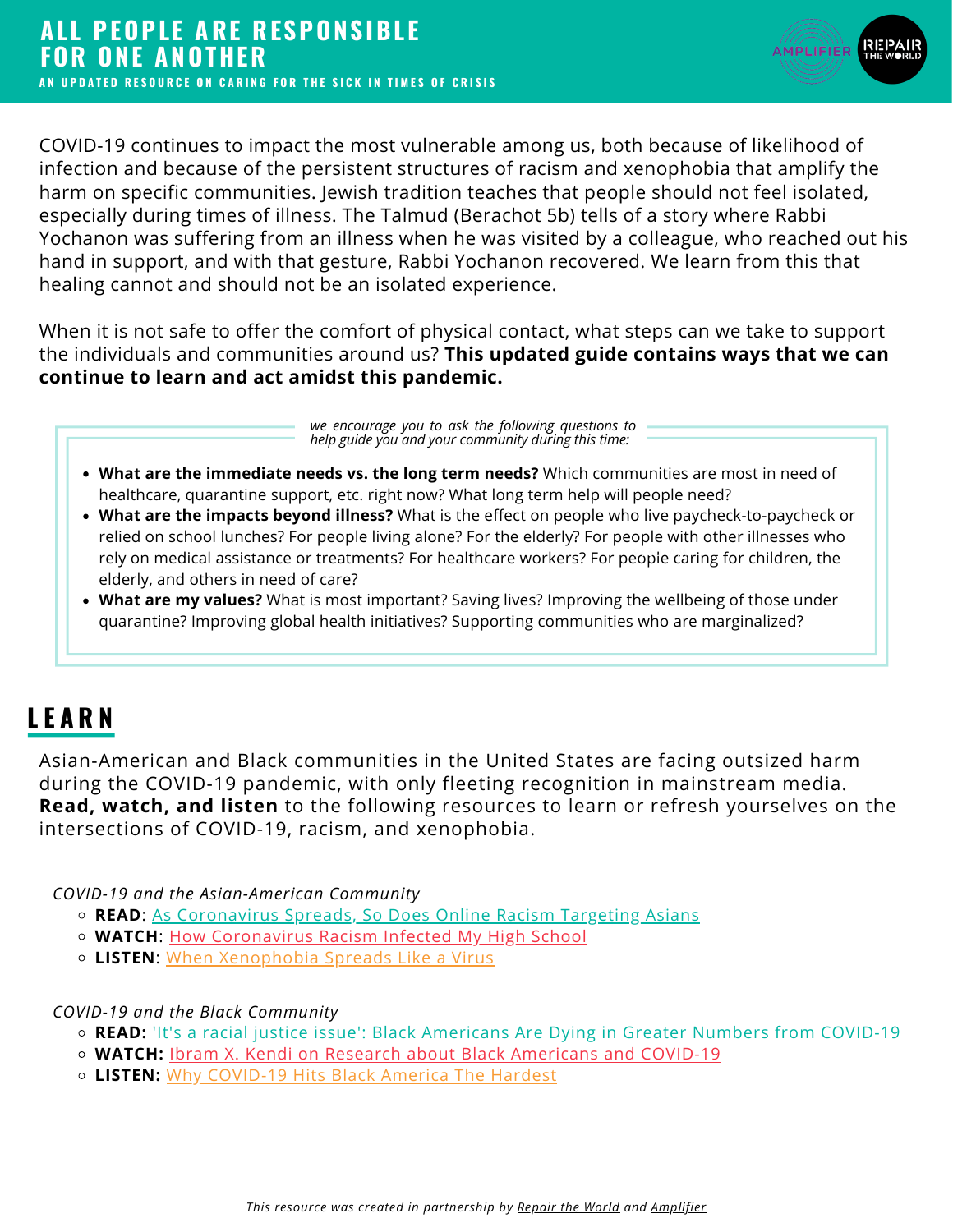# ALL PEOPLE ARE RESPONSIBLE FOR ONE ANOTHER

**AN UPDATED RESOURCE ON CARING FOR THE SICK IN TIMES OF CRISIS**

COVID-19 continues to impact the most vulnerable among us, both because of likelihood of infection and because of the persistent structures of racism and xenophobia that amplify the harm on specific communities. Jewish tradition teaches that people should not feel isolated, especially during times of illness. The Talmud (Berachot 5b) tells of a story where Rabbi Yochanon was suffering from an illness when he was visited by a colleague, who reached out his hand in support, and with that gesture, Rabbi Yochanon recovered. We learn from this that healing cannot and should not be an isolated experience.

When it is not safe to offer the comfort of physical contact, what steps can we take to support the individuals and communities around us? **This updated guide contains ways that we can continue to learn and act amidst this pandemic.**

*we encourage you to ask the following questions to help guide you and your community during this time:*

- **What are the immediate needs vs. the long term needs?** Which communities are most in need of healthcare, quarantine support, etc. right now? What long term help will people need?
- **What are the impacts beyond illness?** What is the effect on people who live paycheck-to-paycheck or relied on school lunches? For people living alone? For the elderly? For people with other illnesses who rely on medical assistance or treatments? For healthcare workers? For people caring for children, the elderly, and others in need of care?
- **What are my values?** What is most important? Saving lives? Improving the wellbeing of those under quarantine? Improving global health initiatives? Supporting communities who are marginalized?

## LEARN

Asian-American and Black communities in the United States are facing outsized harm during the COVID-19 pandemic, with only fleeting recognition in mainstream media. **Read, watch, and listen** to the following resources to learn or refresh yourselves on the intersections of COVID-19, racism, and xenophobia.

*COVID-19 and the Asian-American Community*

- **READ**: As Coronavirus Spreads, So Does Online Racism Targeting Asians
- **WATCH**: How Coronavirus Racism Infected My High School
- **LISTEN**: When Xenophobia Spreads Like a Virus

*COVID-19 and the Black Community*

- **READ:** 'It's a racial justice issue': Black Americans Are Dying in Greater Numbers from COVID-19
- **WATCH:** Ibram X. Kendi on Research about Black Americans and COVID-19
- **LISTEN:** Why COVID-19 Hits Black America The Hardest

*This resource was created in partnership by Repair the World and Amplifier*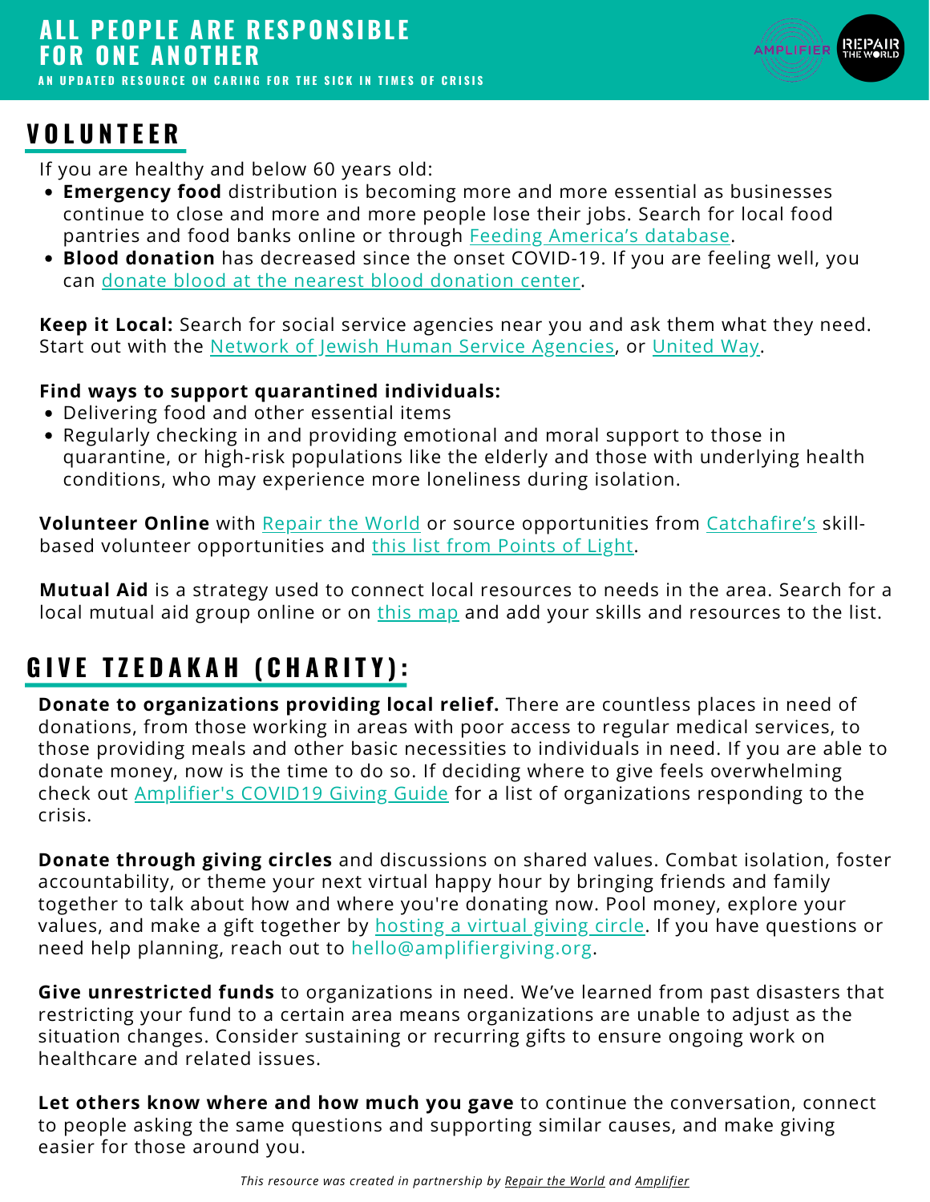# ALL PEOPLE ARE RESPONSIBLE FOR ONE ANOTHER

AN UPDATED RESOURCE ON CARING FOR THE SICK IN TIMES OF CRISIS

## VOLUNTEER

If you are healthy and below 60 years old:

- **Emergency food** distribution is becoming more and more essential as businesses continue to close and more and more people lose their jobs. Search for local food pantries and food banks online or through Feeding America's database.
- **Blood donation** has decreased since the onset COVID-19. If you are feeling well, you can donate blood at the nearest blood donation center.

**Keep it Local:** Search for social service agencies near you and ask them what they need. Start out with the Network of Jewish Human Service Agencies, or United Way.

**Find ways to support quarantined individuals:**

- Delivering food and other essential items
- Regularly checking in and providing emotional and moral support to those in quarantine, or high-risk populations like the elderly and those with underlying health conditions, who may experience more loneliness during isolation.

**Volunteer Online** with Repair the World or source opportunities from Catchafire's skill-based volunteer opportunities and this list from Points of Light.

**Mutual Aid** is a strategy used to connect local resources to needs in the area. Search for a local mutual aid group online or on this map and add your skills and resources to the list.

## GIVE TZEDAKAH (CHARITY):

**Donate to organizations providing local relief.** There are countless places in need of donations, from those working in areas with poor access to regular medical services, to those providing meals and other basic necessities to individuals in need. If you are able to donate money, now is the time to do so. If deciding where to give feels overwhelming check out Amplifier's COVID19 Giving Guide for a list of organizations responding to the crisis.

**Donate through giving circles** and discussions on shared values. Combat isolation, foster accountability, or theme your next virtual happy hour by bringing friends and family together to talk about how and where you're donating now. Pool money, explore your values, and make a gift together by hosting a virtual giving circle. If you have questions or need help planning, reach out to hello@amplifiergiving.org.

**Give unrestricted funds** to organizations in need. We've learned from past disasters that restricting your fund to a certain area means organizations are unable to adjust as the situation changes. Consider sustaining or recurring gifts to ensure ongoing work on healthcare and related issues.

**Let others know where and how much you gave** to continue the conversation, connect to people asking the same questions and supporting similar causes, and make giving easier for those around you.

*This resource was created in partnership by Repair the World and Amplifier*